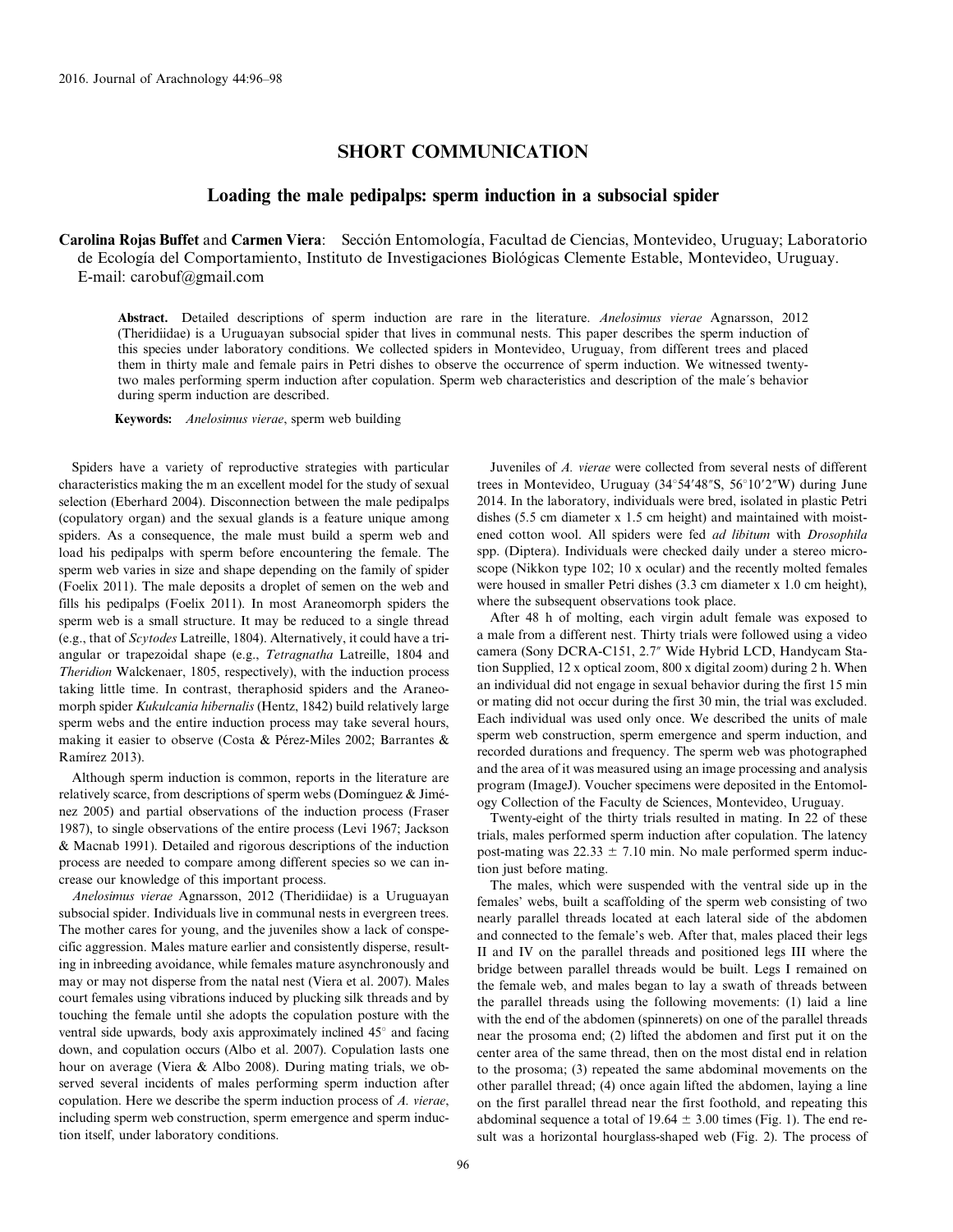# SHORT COMMUNICATION

## Loading the male pedipalps: sperm induction in a subsocial spider

**Carolina Rojas Buffet** and **Carmen Viera**: Sección Entomología, Facultad de Ciencias, Montevideo, Uruguay; Laboratorio de Ecología del Comportamiento, Instituto de Investigaciones Biológicas Clemente Estable, Montevideo, Uruguay. E-mail: carobuf@gmail.com

**Abstract.** Detailed descriptions of sperm induction are rare in the literature. *Anelosimus vierae* Agnarsson, 2012 (Theridiidae) is a Uruguayan subsocial spider that lives in communal nests. This paper describes the sperm induction of this species under laboratory conditions. We collected spiders in Montevideo, Uruguay, from different trees and placed them in thirty male and female pairs in Petri dishes to observe the occurrence of sperm induction. We witnessed twenty-two males performing sperm induction after copulation. Sperm web characteristics and description of the male´s behavior during sperm induction are described.

**Keywords:** *Anelosimus vierae*, sperm web building

Spiders have a variety of reproductive strategies with particular characteristics making the m an excellent model for the study of sexual selection (Eberhard 2004). Disconnection between the male pedipalps (copulatory organ) and the sexual glands is a feature unique among spiders. As a consequence, the male must build a sperm web and load his pedipalps with sperm before encountering the female. The sperm web varies in size and shape depending on the family of spider (Foelix 2011). The male deposits a droplet of semen on the web and fills his pedipalps (Foelix 2011). In most Araneomorph spiders the sperm web is a small structure. It may be reduced to a single thread (e.g., that of *Scytodes* Latreille, 1804). Alternatively, it could have a triangular or trapezoidal shape (e.g., *Tetragnatha* Latreille, 1804 and *Theridion* Walckenaer, 1805, respectively), with the induction process taking little time. In contrast, theraphosid spiders and the Araneomorph spider *Kukulcania hibernalis* (Hentz, 1842) build relatively large sperm webs and the entire induction process may take several hours, making it easier to observe (Costa & Pérez-Miles 2002; Barrantes & Ramírez 2013).

Although sperm induction is common, reports in the literature are relatively scarce, from descriptions of sperm webs (Domínguez & Jiménez 2005) and partial observations of the induction process (Fraser 1987), to single observations of the entire process (Levi 1967; Jackson & Macnab 1991). Detailed and rigorous descriptions of the induction process are needed to compare among different species so we can increase our knowledge of this important process.

*Anelosimus vierae* Agnarsson, 2012 (Theridiidae) is a Uruguayan subsocial spider. Individuals live in communal nests in evergreen trees. The mother cares for young, and the juveniles show a lack of conspecific aggression. Males mature earlier and consistently disperse, resulting in inbreeding avoidance, while females mature asynchronously and may or may not disperse from the natal nest (Viera et al. 2007). Males court females using vibrations induced by plucking silk threads and by touching the female until she adopts the copulation posture with the ventral side upwards, body axis approximately inclined 45° and facing down, and copulation occurs (Albo et al. 2007). Copulation lasts one hour on average (Viera & Albo 2008). During mating trials, we observed several incidents of males performing sperm induction after copulation. Here we describe the sperm induction process of *A. vierae*, including sperm web construction, sperm emergence and sperm induction itself, under laboratory conditions.

Juveniles of *A. vierae* were collected from several nests of different trees in Montevideo, Uruguay (34°54′48″S, 56°10′2″W) during June 2014. In the laboratory, individuals were bred, isolated in plastic Petri dishes (5.5 cm diameter x 1.5 cm height) and maintained with moistened cotton wool. All spiders were fed *ad libitum* with *Drosophila* spp. (Diptera). Individuals were checked daily under a stereo microscope (Nikkon type 102; 10 x ocular) and the recently molted females were housed in smaller Petri dishes (3.3 cm diameter x 1.0 cm height), where the subsequent observations took place.

After 48 h of molting, each virgin adult female was exposed to a male from a different nest. Thirty trials were followed using a video camera (Sony DCRA-C151, 2.7″ Wide Hybrid LCD, Handycam Station Supplied, 12 x optical zoom, 800 x digital zoom) during 2 h. When an individual did not engage in sexual behavior during the first 15 min or mating did not occur during the first 30 min, the trial was excluded. Each individual was used only once. We described the units of male sperm web construction, sperm emergence and sperm induction, and recorded durations and frequency. The sperm web was photographed and the area of it was measured using an image processing and analysis program (ImageJ). Voucher specimens were deposited in the Entomology Collection of the Faculty de Sciences, Montevideo, Uruguay.

Twenty-eight of the thirty trials resulted in mating. In 22 of these trials, males performed sperm induction after copulation. The latency post-mating was $22.33 \pm 7.10$ min. No male performed sperm induction just before mating.

The males, which were suspended with the ventral side up in the females' webs, built a scaffolding of the sperm web consisting of two nearly parallel threads located at each lateral side of the abdomen and connected to the female's web. After that, males placed their legs II and IV on the parallel threads and positioned legs III where the bridge between parallel threads would be built. Legs I remained on the female web, and males began to lay a swath of threads between the parallel threads using the following movements: (1) laid a line with the end of the abdomen (spinnerets) on one of the parallel threads near the prosoma end; (2) lifted the abdomen and first put it on the center area of the same thread, then on the most distal end in relation to the prosoma; (3) repeated the same abdominal movements on the other parallel thread; (4) once again lifted the abdomen, laying a line on the first parallel thread near the first foothold, and repeating this abdominal sequence a total of $19.64 \pm 3.00$ times (Fig. 1). The end result was a horizontal hourglass-shaped web (Fig. 2). The process of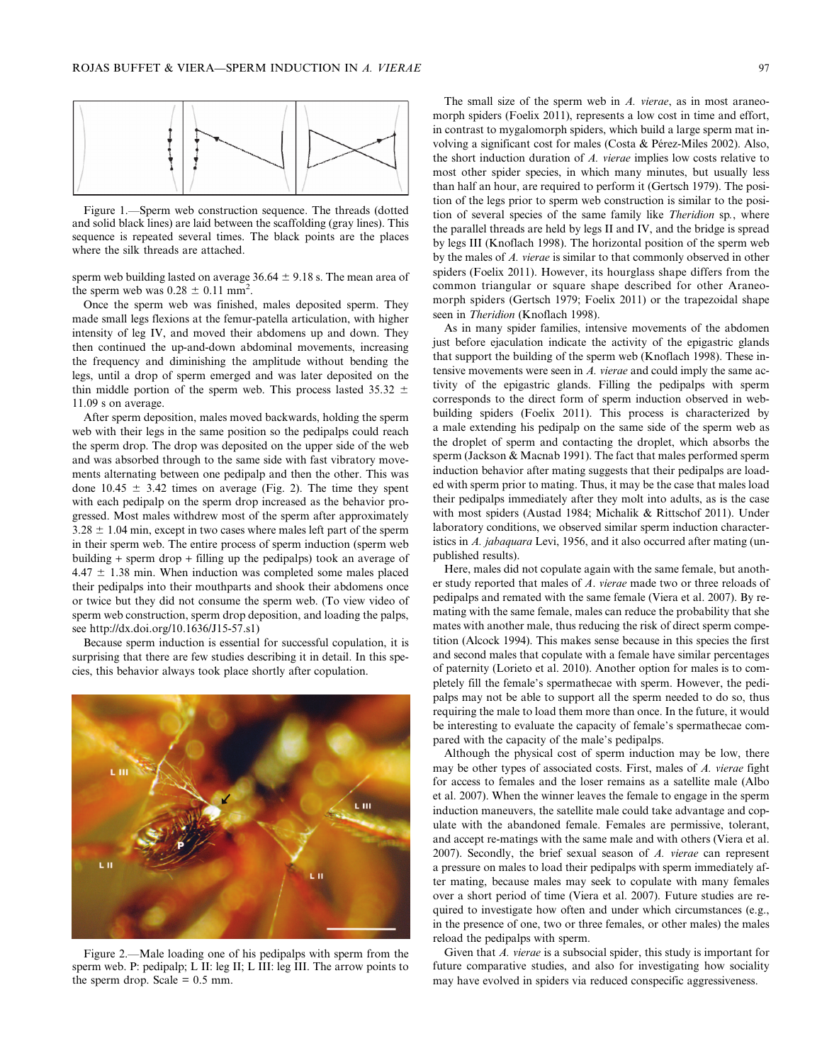Figure 1.—Sperm web construction sequence. The threads (dotted and solid black lines) are laid between the scaffolding (gray lines). This sequence is repeated several times. The black points are the places where the silk threads are attached.

sperm web building lasted on average 36.64 ± 9.18 s. The mean area of the sperm web was 0.28 ± 0.11 mm$^2$.

Once the sperm web was finished, males deposited sperm. They made small legs flexions at the femur-patella articulation, with higher intensity of leg IV, and moved their abdomens up and down. They then continued the up-and-down abdominal movements, increasing the frequency and diminishing the amplitude without bending the legs, until a drop of sperm emerged and was later deposited on the thin middle portion of the sperm web. This process lasted 35.32 ± 11.09 s on average.

After sperm deposition, males moved backwards, holding the sperm web with their legs in the same position so the pedipalps could reach the sperm drop. The drop was deposited on the upper side of the web and was absorbed through to the same side with fast vibratory movements alternating between one pedipalp and then the other. This was done 10.45 ± 3.42 times on average (Fig. 2). The time they spent with each pedipalp on the sperm drop increased as the behavior progressed. Most males withdrew most of the sperm after approximately 3.28 ± 1.04 min, except in two cases where males left part of the sperm in their sperm web. The entire process of sperm induction (sperm web building + sperm drop + filling up the pedipalps) took an average of 4.47 ± 1.38 min. When induction was completed some males placed their pedipalps into their mouthparts and shook their abdomens once or twice but they did not consume the sperm web. (To view video of sperm web construction, sperm drop deposition, and loading the palps, see http://dx.doi.org/10.1636/J15-57.s1)

Because sperm induction is essential for successful copulation, it is surprising that there are few studies describing it in detail. In this species, this behavior always took place shortly after copulation.

Figure 2.—Male loading one of his pedipalps with sperm from the sperm web. P: pedipalp; L II: leg II; L III: leg III. The arrow points to the sperm drop. Scale = 0.5 mm.

The small size of the sperm web in *A. vierae*, as in most araneomorph spiders (Foelix 2011), represents a low cost in time and effort, in contrast to mygalomorph spiders, which build a large sperm mat involving a significant cost for males (Costa & Pérez-Miles 2002). Also, the short induction duration of *A. vierae* implies low costs relative to most other spider species, in which many minutes, but usually less than half an hour, are required to perform it (Gertsch 1979). The position of the legs prior to sperm web construction is similar to the position of several species of the same family like *Theridion* sp., where the parallel threads are held by legs II and IV, and the bridge is spread by legs III (Knoflach 1998). The horizontal position of the sperm web by the males of *A. vierae* is similar to that commonly observed in other spiders (Foelix 2011). However, its hourglass shape differs from the common triangular or square shape described for other Araneomorph spiders (Gertsch 1979; Foelix 2011) or the trapezoidal shape seen in *Theridion* (Knoflach 1998).

As in many spider families, intensive movements of the abdomen just before ejaculation indicate the activity of the epigastric glands that support the building of the sperm web (Knoflach 1998). These intensive movements were seen in *A. vierae* and could imply the same activity of the epigastric glands. Filling the pedipalps with sperm corresponds to the direct form of sperm induction observed in web-building spiders (Foelix 2011). This process is characterized by a male extending his pedipalp on the same side of the sperm web as the droplet of sperm and contacting the droplet, which absorbs the sperm (Jackson & Macnab 1991). The fact that males performed sperm induction behavior after mating suggests that their pedipalps are loaded with sperm prior to mating. Thus, it may be the case that males load their pedipalps immediately after they molt into adults, as is the case with most spiders (Austad 1984; Michalik & Rittschof 2011). Under laboratory conditions, we observed similar sperm induction characteristics in *A. jabaquara* Levi, 1956, and it also occurred after mating (unpublished results).

Here, males did not copulate again with the same female, but another study reported that males of *A. vierae* made two or three reloads of pedipalps and remated with the same female (Viera et al. 2007). By remating with the same female, males can reduce the probability that she mates with another male, thus reducing the risk of direct sperm competition (Alcock 1994). This makes sense because in this species the first and second males that copulate with a female have similar percentages of paternity (Lorieto et al. 2010). Another option for males is to completely fill the female's spermathecae with sperm. However, the pedipalps may not be able to support all the sperm needed to do so, thus requiring the male to load them more than once. In the future, it would be interesting to evaluate the capacity of female's spermathecae compared with the capacity of the male's pedipalps.

Although the physical cost of sperm induction may be low, there may be other types of associated costs. First, males of *A. vierae* fight for access to females and the loser remains as a satellite male (Albo et al. 2007). When the winner leaves the female to engage in the sperm induction maneuvers, the satellite male could take advantage and copulate with the abandoned female. Females are permissive, tolerant, and accept re-matings with the same male and with others (Viera et al. 2007). Secondly, the brief sexual season of *A. vierae* can represent a pressure on males to load their pedipalps with sperm immediately after mating, because males may seek to copulate with many females over a short period of time (Viera et al. 2007). Future studies are required to investigate how often and under which circumstances (e.g., in the presence of one, two or three females, or other males) the males reload the pedipalps with sperm.

Given that *A. vierae* is a subsocial spider, this study is important for future comparative studies, and also for investigating how sociality may have evolved in spiders via reduced conspecific aggressiveness.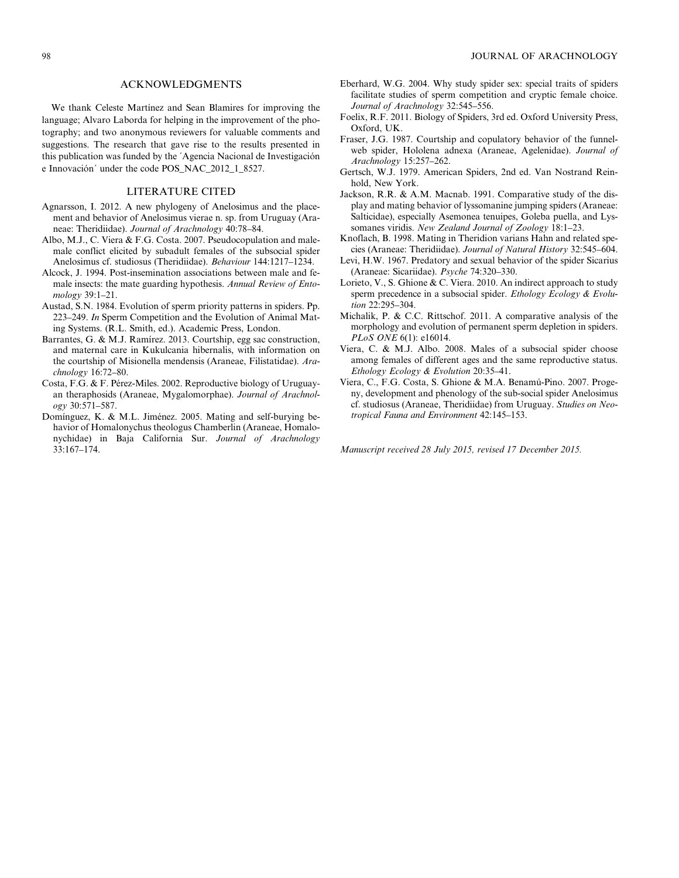## ACKNOWLEDGMENTS

We thank Celeste Martínez and Sean Blamires for improving the language; Alvaro Laborda for helping in the improvement of the photography; and two anonymous reviewers for valuable comments and suggestions. The research that gave rise to the results presented in this publication was funded by the ´Agencia Nacional de Investigación e Innovación´ under the code POS_NAC_2012_1_8527.

## LITERATURE CITED

Agnarsson, I. 2012. A new phylogeny of Anelosimus and the placement and behavior of Anelosimus vierae n. sp. from Uruguay (Araneae: Theridiidae). *Journal of Arachnology* 40:78–84.

Albo, M.J., C. Viera & F.G. Costa. 2007. Pseudocopulation and male-male conflict elicited by subadult females of the subsocial spider Anelosimus cf. studiosus (Theridiidae). *Behaviour* 144:1217–1234.

Alcock, J. 1994. Post-insemination associations between male and female insects: the mate guarding hypothesis. *Annual Review of Entomology* 39:1–21.

Austad, S.N. 1984. Evolution of sperm priority patterns in spiders. Pp. 223–249. *In* Sperm Competition and the Evolution of Animal Mating Systems. (R.L. Smith, ed.). Academic Press, London.

Barrantes, G. & M.J. Ramírez. 2013. Courtship, egg sac construction, and maternal care in Kukulcania hibernalis, with information on the courtship of Misionella mendensis (Araneae, Filistatidae). *Arachnology* 16:72–80.

Costa, F.G. & F. Pérez-Miles. 2002. Reproductive biology of Uruguayan theraphosids (Araneae, Mygalomorphae). *Journal of Arachnology* 30:571–587.

Domínguez, K. & M.L. Jiménez. 2005. Mating and self-burying behavior of Homalonychus theologus Chamberlin (Araneae, Homalonychidae) in Baja California Sur. *Journal of Arachnology* 33:167–174.

Eberhard, W.G. 2004. Why study spider sex: special traits of spiders facilitate studies of sperm competition and cryptic female choice. *Journal of Arachnology* 32:545–556.

Foelix, R.F. 2011. Biology of Spiders, 3rd ed. Oxford University Press, Oxford, UK.

Fraser, J.G. 1987. Courtship and copulatory behavior of the funnel-web spider, Hololena adnexa (Araneae, Agelenidae). *Journal of Arachnology* 15:257–262.

Gertsch, W.J. 1979. American Spiders, 2nd ed. Van Nostrand Reinhold, New York.

Jackson, R.R. & A.M. Macnab. 1991. Comparative study of the display and mating behavior of lyssomanine jumping spiders (Araneae: Salticidae), especially Asemonea tenuipes, Goleba puella, and Lyssomanes viridis. *New Zealand Journal of Zoology* 18:1–23.

Knoflach, B. 1998. Mating in Theridion varians Hahn and related species (Araneae: Theridiidae). *Journal of Natural History* 32:545–604.

Levi, H.W. 1967. Predatory and sexual behavior of the spider Sicarius (Araneae: Sicariidae). *Psyche* 74:320–330.

Lorieto, V., S. Ghione & C. Viera. 2010. An indirect approach to study sperm precedence in a subsocial spider. *Ethology Ecology & Evolution* 22:295–304.

Michalik, P. & C.C. Rittschof. 2011. A comparative analysis of the morphology and evolution of permanent sperm depletion in spiders. *PLoS ONE* 6(1): e16014.

Viera, C. & M.J. Albo. 2008. Males of a subsocial spider choose among females of different ages and the same reproductive status. *Ethology Ecology & Evolution* 20:35–41.

Viera, C., F.G. Costa, S. Ghione & M.A. Benamú-Pino. 2007. Progeny, development and phenology of the sub-social spider Anelosimus cf. studiosus (Araneae, Theridiidae) from Uruguay. *Studies on Neotropical Fauna and Environment* 42:145–153.

*Manuscript received 28 July 2015, revised 17 December 2015.*